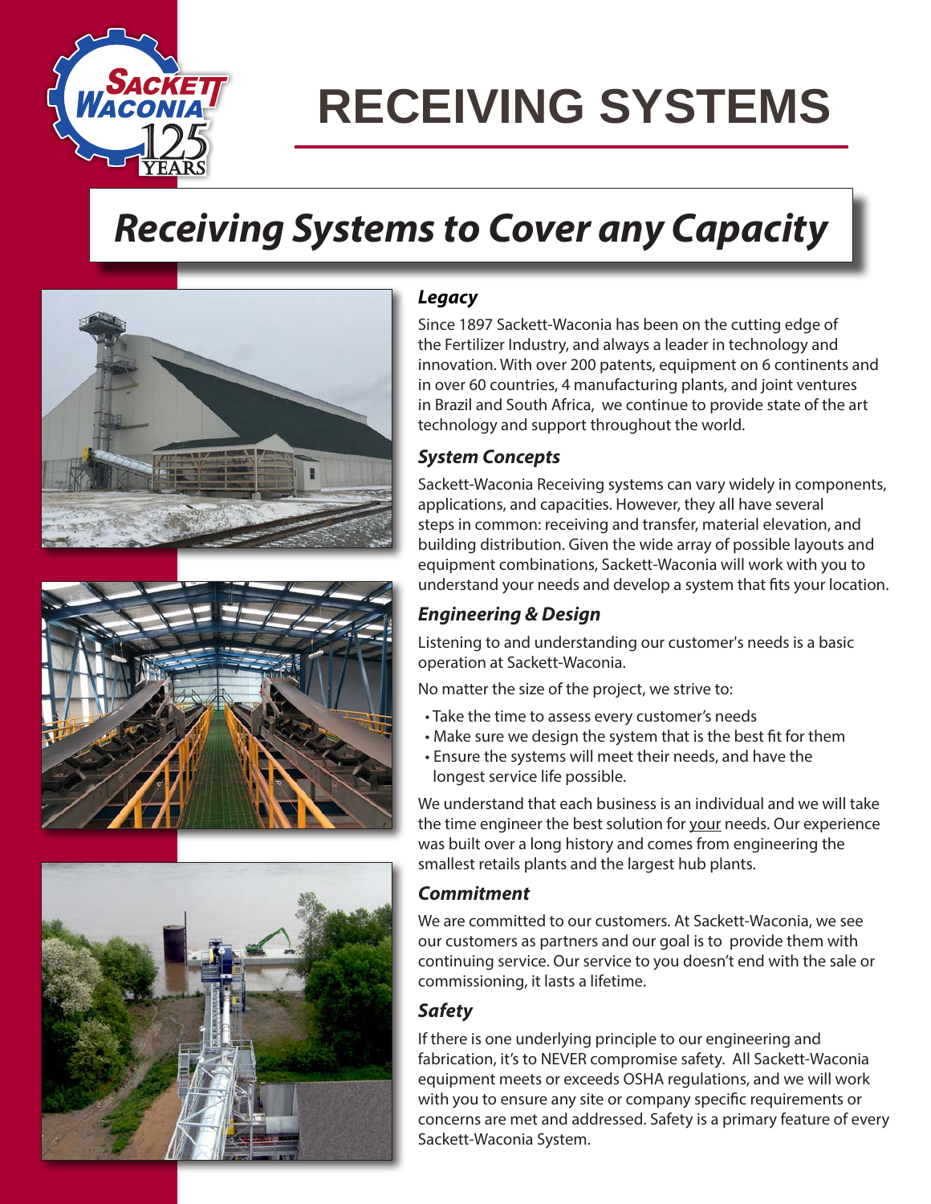# RECEIVING SYSTEMS

## *Receiving Systems to Cover any Capacity*

### *Legacy*

Since 1897 Sackett-Waconia has been on the cutting edge of the Fertilizer Industry, and always a leader in technology and innovation. With over 200 patents, equipment on 6 continents and in over 60 countries, 4 manufacturing plants, and joint ventures in Brazil and South Africa, we continue to provide state of the art technology and support throughout the world.

### *System Concepts*

Sackett-Waconia Receiving systems can vary widely in components, applications, and capacities. However, they all have several steps in common: receiving and transfer, material elevation, and building distribution. Given the wide array of possible layouts and equipment combinations, Sackett-Waconia will work with you to understand your needs and develop a system that fits your location.

### *Engineering & Design*

Listening to and understanding our customer's needs is a basic operation at Sackett-Waconia.

No matter the size of the project, we strive to:

- Take the time to assess every customer's needs
- Make sure we design the system that is the best fit for them
- Ensure the systems will meet their needs, and have the longest service life possible.

We understand that each business is an individual and we will take the time engineer the best solution for your needs. Our experience was built over a long history and comes from engineering the smallest retails plants and the largest hub plants.

### *Commitment*

We are committed to our customers. At Sackett-Waconia, we see our customers as partners and our goal is to provide them with continuing service. Our service to you doesn't end with the sale or commissioning, it lasts a lifetime.

### *Safety*

If there is one underlying principle to our engineering and fabrication, it's to NEVER compromise safety. All Sackett-Waconia equipment meets or exceeds OSHA regulations, and we will work with you to ensure any site or company specific requirements or concerns are met and addressed. Safety is a primary feature of every Sackett-Waconia System.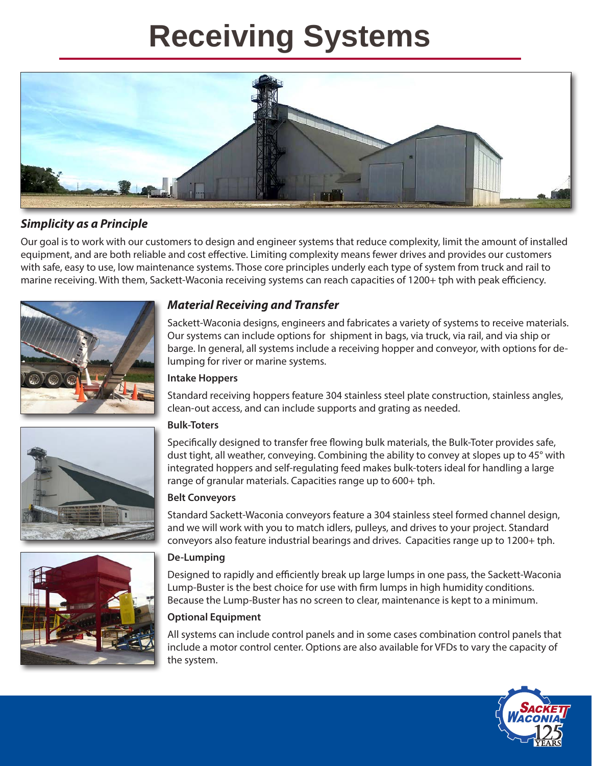# Receiving Systems

## *Simplicity as a Principle*

Our goal is to work with our customers to design and engineer systems that reduce complexity, limit the amount of installed equipment, and are both reliable and cost effective. Limiting complexity means fewer drives and provides our customers with safe, easy to use, low maintenance systems. Those core principles underly each type of system from truck and rail to marine receiving. With them, Sackett-Waconia receiving systems can reach capacities of 1200+ tph with peak efficiency.

## *Material Receiving and Transfer*

Sackett-Waconia designs, engineers and fabricates a variety of systems to receive materials. Our systems can include options for shipment in bags, via truck, via rail, and via ship or barge. In general, all systems include a receiving hopper and conveyor, with options for de-lumping for river or marine systems.

### Intake Hoppers

Standard receiving hoppers feature 304 stainless steel plate construction, stainless angles, clean-out access, and can include supports and grating as needed.

### Bulk-Toters

Specifically designed to transfer free flowing bulk materials, the Bulk-Toter provides safe, dust tight, all weather, conveying. Combining the ability to convey at slopes up to 45° with integrated hoppers and self-regulating feed makes bulk-toters ideal for handling a large range of granular materials. Capacities range up to 600+ tph.

### Belt Conveyors

Standard Sackett-Waconia conveyors feature a 304 stainless steel formed channel design, and we will work with you to match idlers, pulleys, and drives to your project. Standard conveyors also feature industrial bearings and drives. Capacities range up to 1200+ tph.

### De-Lumping

Designed to rapidly and efficiently break up large lumps in one pass, the Sackett-Waconia Lump-Buster is the best choice for use with firm lumps in high humidity conditions. Because the Lump-Buster has no screen to clear, maintenance is kept to a minimum.

### Optional Equipment

All systems can include control panels and in some cases combination control panels that include a motor control center. Options are also available for VFDs to vary the capacity of the system.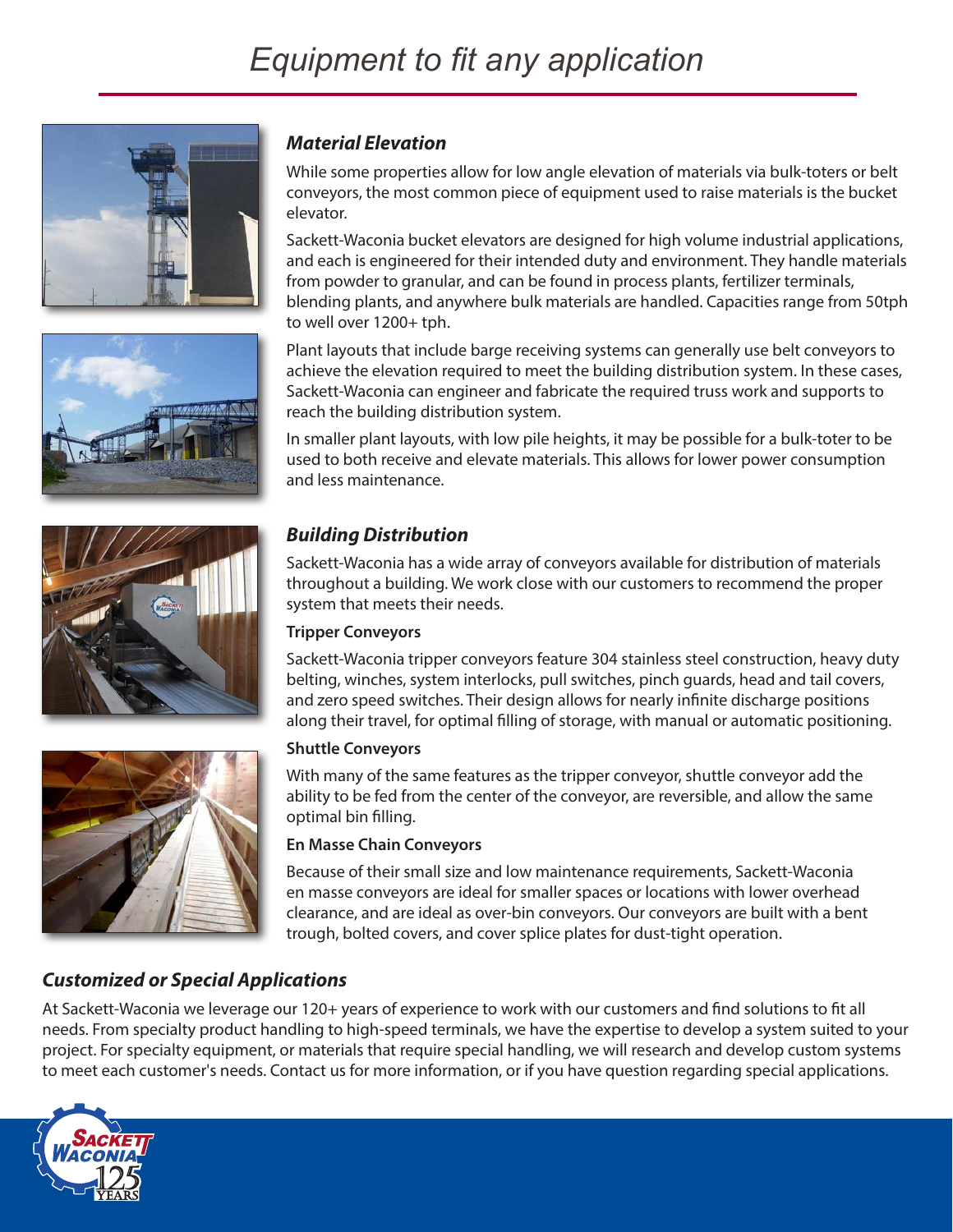# Equipment to fit any application

## *Material Elevation*

While some properties allow for low angle elevation of materials via bulk-toters or belt conveyors, the most common piece of equipment used to raise materials is the bucket elevator.

Sackett-Waconia bucket elevators are designed for high volume industrial applications, and each is engineered for their intended duty and environment. They handle materials from powder to granular, and can be found in process plants, fertilizer terminals, blending plants, and anywhere bulk materials are handled. Capacities range from 50tph to well over 1200+ tph.

Plant layouts that include barge receiving systems can generally use belt conveyors to achieve the elevation required to meet the building distribution system. In these cases, Sackett-Waconia can engineer and fabricate the required truss work and supports to reach the building distribution system.

In smaller plant layouts, with low pile heights, it may be possible for a bulk-toter to be used to both receive and elevate materials. This allows for lower power consumption and less maintenance.

## *Building Distribution*

Sackett-Waconia has a wide array of conveyors available for distribution of materials throughout a building. We work close with our customers to recommend the proper system that meets their needs.

### Tripper Conveyors

Sackett-Waconia tripper conveyors feature 304 stainless steel construction, heavy duty belting, winches, system interlocks, pull switches, pinch guards, head and tail covers, and zero speed switches. Their design allows for nearly infinite discharge positions along their travel, for optimal filling of storage, with manual or automatic positioning.

### Shuttle Conveyors

With many of the same features as the tripper conveyor, shuttle conveyor add the ability to be fed from the center of the conveyor, are reversible, and allow the same optimal bin filling.

### En Masse Chain Conveyors

Because of their small size and low maintenance requirements, Sackett-Waconia en masse conveyors are ideal for smaller spaces or locations with lower overhead clearance, and are ideal as over-bin conveyors. Our conveyors are built with a bent trough, bolted covers, and cover splice plates for dust-tight operation.

## *Customized or Special Applications*

At Sackett-Waconia we leverage our 120+ years of experience to work with our customers and find solutions to fit all needs. From specialty product handling to high-speed terminals, we have the expertise to develop a system suited to your project. For specialty equipment, or materials that require special handling, we will research and develop custom systems to meet each customer's needs. Contact us for more information, or if you have question regarding special applications.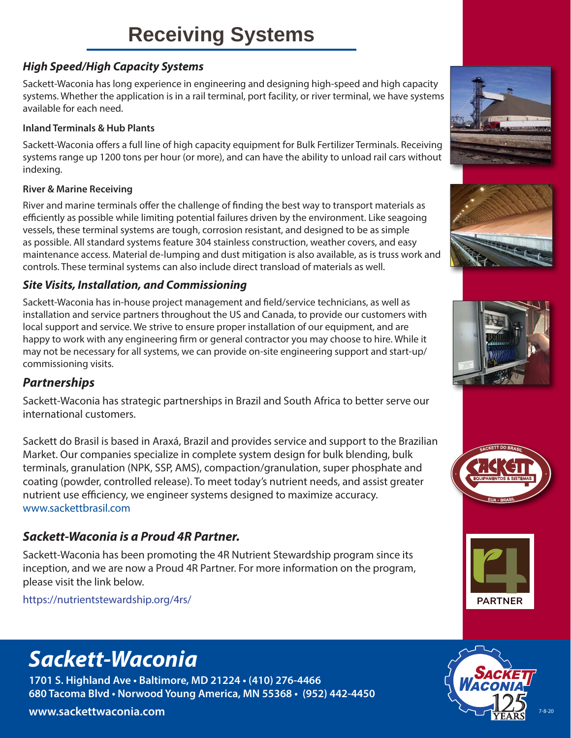# Receiving Systems

## *High Speed/High Capacity Systems*

Sackett-Waconia has long experience in engineering and designing high-speed and high capacity systems. Whether the application is in a rail terminal, port facility, or river terminal, we have systems available for each need.

**Inland Terminals & Hub Plants**

Sackett-Waconia offers a full line of high capacity equipment for Bulk Fertilizer Terminals. Receiving systems range up 1200 tons per hour (or more), and can have the ability to unload rail cars without indexing.

**River & Marine Receiving**

River and marine terminals offer the challenge of finding the best way to transport materials as efficiently as possible while limiting potential failures driven by the environment. Like seagoing vessels, these terminal systems are tough, corrosion resistant, and designed to be as simple as possible. All standard systems feature 304 stainless construction, weather covers, and easy maintenance access. Material de-lumping and dust mitigation is also available, as is truss work and controls. These terminal systems can also include direct transload of materials as well.

## *Site Visits, Installation, and Commissioning*

Sackett-Waconia has in-house project management and field/service technicians, as well as installation and service partners throughout the US and Canada, to provide our customers with local support and service. We strive to ensure proper installation of our equipment, and are happy to work with any engineering firm or general contractor you may choose to hire. While it may not be necessary for all systems, we can provide on-site engineering support and start-up/commissioning visits.

## *Partnerships*

Sackett-Waconia has strategic partnerships in Brazil and South Africa to better serve our international customers.

Sackett do Brasil is based in Araxá, Brazil and provides service and support to the Brazilian Market. Our companies specialize in complete system design for bulk blending, bulk terminals, granulation (NPK, SSP, AMS), compaction/granulation, super phosphate and coating (powder, controlled release). To meet today's nutrient needs, and assist greater nutrient use efficiency, we engineer systems designed to maximize accuracy.
www.sackettbrasil.com

## *Sackett-Waconia is a Proud 4R Partner.*

Sackett-Waconia has been promoting the 4R Nutrient Stewardship program since its inception, and we are now a Proud 4R Partner. For more information on the program, please visit the link below.

https://nutrientstewardship.org/4rs/

SACKETT DO BRASIL
SACKETT
EQUIPAMENTOS & SISTEMAS
EUA • BRASIL

PARTNER

# *Sackett-Waconia*

**1701 S. Highland Ave • Baltimore, MD 21224 • (410) 276-4466**
**680 Tacoma Blvd • Norwood Young America, MN 55368 • (952) 442-4450**

**www.sackettwaconia.com**

SACKETT WACONIA 125 YEARS

7-8-20